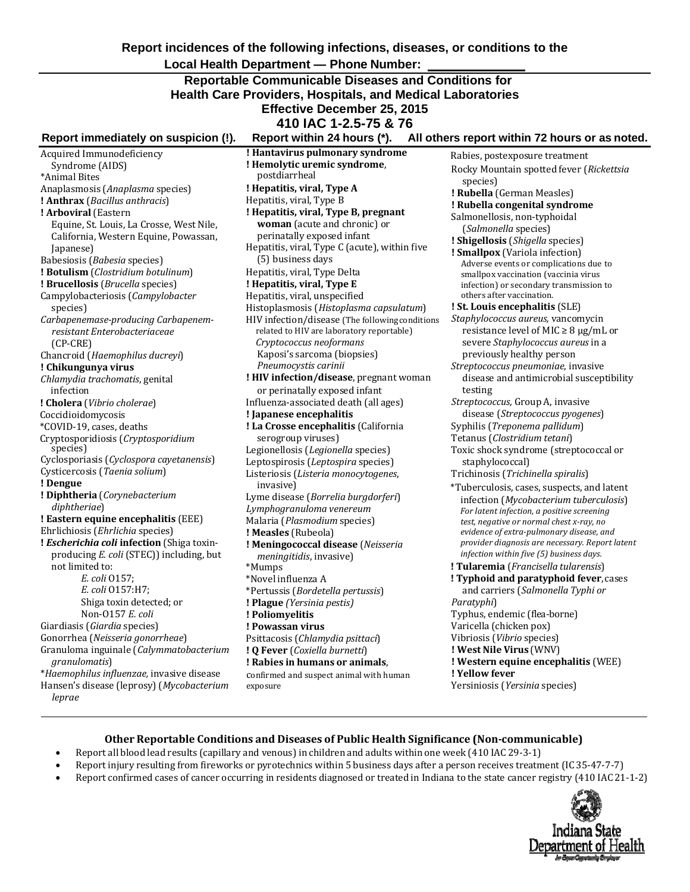**Report incidences of the following infections, diseases, or conditions to the Local Health Department — Phone Number: \_\_\_\_\_\_\_\_\_\_\_\_\_\_**

# Reportable Communicable Diseases and Conditions for Health Care Providers, Hospitals, and Medical Laboratories

**Effective December 25, 2015**

**410 IAC 1-2.5-75 & 76**

**Report immediately on suspicion (!). Report within 24 hours (*). All others report within 72 hours or as noted.**

Acquired Immunodeficiency Syndrome (AIDS)
*Animal Bites
Anaplasmosis (*Anaplasma* species)
**! Anthrax** (*Bacillus anthracis*)
**! Arboviral** (Eastern Equine, St. Louis, La Crosse, West Nile, California, Western Equine, Powassan, Japanese)
Babesiosis (*Babesia* species)
**! Botulism** (*Clostridium botulinum*)
**! Brucellosis** (*Brucella* species)
Campylobacteriosis (*Campylobacter* species)
*Carbapenemase-producing Carbapenem-resistant Enterobacteriaceae* (CP-CRE)
Chancroid (*Haemophilus ducreyi*)
**! Chikungunya virus**
*Chlamydia trachomatis*, genital infection
**! Cholera** (*Vibrio cholerae*)
Coccidioidomycosis
*COVID-19, cases, deaths
Cryptosporidiosis (*Cryptosporidium* species)
Cyclosporiasis (*Cyclospora cayetanensis*)
Cysticercosis (*Taenia solium*)
**! Dengue**
**! Diphtheria** (*Corynebacterium diphtheriae*)
**! Eastern equine encephalitis** (EEE)
Ehrlichiosis (*Ehrlichia* species)
**! *Escherichia coli* infection** (Shiga toxin-producing *E. coli* (STEC)) including, but not limited to:
- *E. coli* O157;
- *E. coli* O157:H7;
- Shiga toxin detected; or
- Non-O157 *E. coli*

Giardiasis (*Giardia* species)
Gonorrhea (*Neisseria gonorrheae*)
Granuloma inguinale (*Calymmatobacterium granulomatis*)
**Haemophilus influenzae*, invasive disease
Hansen's disease (leprosy) (*Mycobacterium leprae*)
**! Hantavirus pulmonary syndrome**
**! Hemolytic uremic syndrome**, postdiarrheal
**! Hepatitis, viral, Type A**
Hepatitis, viral, Type B
**! Hepatitis, viral, Type B, pregnant woman** (acute and chronic) or perinatally exposed infant
Hepatitis, viral, Type C (acute), within five (5) business days
Hepatitis, viral, Type Delta
**! Hepatitis, viral, Type E**
Hepatitis, viral, unspecified
Histoplasmosis (*Histoplasma capsulatum*)
HIV infection/disease (The following conditions related to HIV are laboratory reportable)
- *Cryptococcus neoformans*
- Kaposi's sarcoma (biopsies)
- *Pneumocystis carinii*

**! HIV infection/disease**, pregnant woman or perinatally exposed infant
Influenza-associated death (all ages)
**! Japanese encephalitis**
**! La Crosse encephalitis** (California serogroup viruses)
Legionellosis (*Legionella* species)
Leptospirosis (*Leptospira* species)
Listeriosis (*Listeria monocytogenes*, invasive)
Lyme disease (*Borrelia burgdorferi*)
*Lymphogranuloma venereum*
Malaria (*Plasmodium* species)
**! Measles** (Rubeola)
**! Meningococcal disease** (*Neisseria meningitidis*, invasive)
*Mumps
*Novel influenza A
*Pertussis (*Bordetella pertussis*)
**! Plague** *(Yersinia pestis)*
**! Poliomyelitis**
**! Powassan virus**
Psittacosis (*Chlamydia psittaci*)
**! Q Fever** (*Coxiella burnetti*)
**! Rabies in humans or animals**, confirmed and suspect animal with human exposure
Rabies, postexposure treatment
Rocky Mountain spotted fever (*Rickettsia* species)
**! Rubella** (German Measles)
**! Rubella congenital syndrome**
Salmonellosis, non-typhoidal (*Salmonella* species)
**! Shigellosis** (*Shigella* species)
**! Smallpox** (Variola infection)
Adverse events or complications due to smallpox vaccination (vaccinia virus infection) or secondary transmission to others after vaccination.
**! St. Louis encephalitis** (SLE)
*Staphylococcus aureus,* vancomycin resistance level of MIC ≥ 8 μg/mL or severe *Staphylococcus aureus* in a previously healthy person
*Streptococcus pneumoniae,* invasive disease and antimicrobial susceptibility testing
*Streptococcus,* Group A, invasive disease (*Streptococcus pyogenes*)
Syphilis (*Treponema pallidum*)
Tetanus (*Clostridium tetani*)
Toxic shock syndrome (streptococcal or staphylococcal)
Trichinosis (*Trichinella spiralis*)
*Tuberculosis, cases, suspects, and latent infection (*Mycobacterium tuberculosis*)
*For latent infection, a positive screening test, negative or normal chest x-ray, no evidence of extra-pulmonary disease, and provider diagnosis are necessary. Report latent infection within five (5) business days.*
**! Tularemia** (*Francisella tularensis*)
**! Typhoid and paratyphoid fever**, cases and carriers (*Salmonella Typhi or Paratyphi*)
Typhus, endemic (flea-borne)
Varicella (chicken pox)
Vibriosis (*Vibrio* species)
**! West Nile Virus** (WNV)
**! Western equine encephalitis** (WEE)
**! Yellow fever**
Yersiniosis (*Yersinia* species)

## Other Reportable Conditions and Diseases of Public Health Significance (Non-communicable)

- Report all blood lead results (capillary and venous) in children and adults within one week (410 IAC 29-3-1)
- Report injury resulting from fireworks or pyrotechnics within 5 business days after a person receives treatment (IC 35-47-7-7)
- Report confirmed cases of cancer occurring in residents diagnosed or treated in Indiana to the state cancer registry (410 IAC 21-1-2)

Indiana State Department of Health
An Equal Opportunity Employer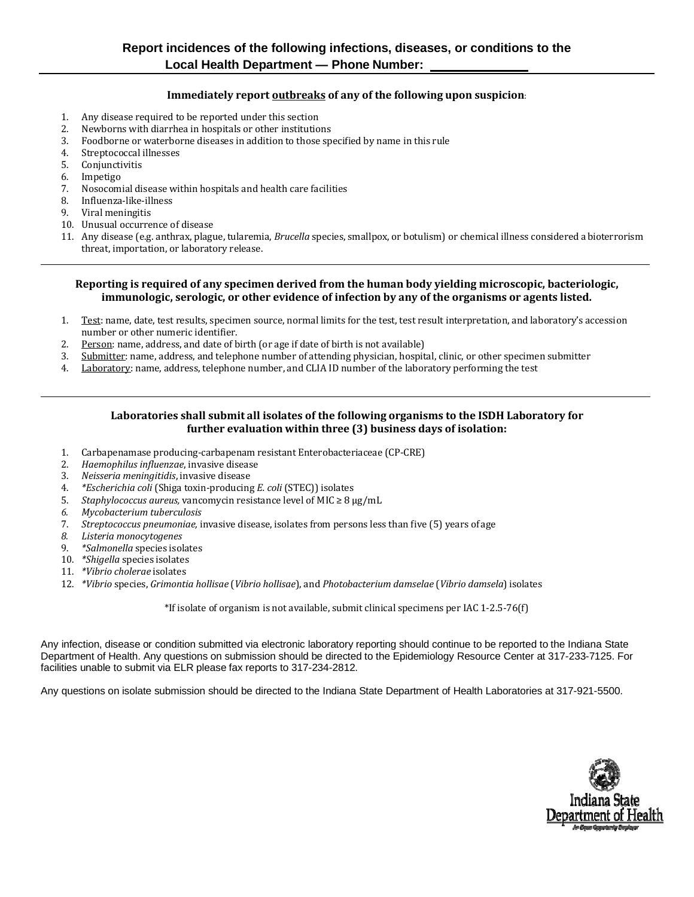## Report incidences of the following infections, diseases, or conditions to the Local Health Department — Phone Number: ____________

**Immediately report outbreaks of any of the following upon suspicion:**

1. Any disease required to be reported under this section
2. Newborns with diarrhea in hospitals or other institutions
3. Foodborne or waterborne diseases in addition to those specified by name in this rule
4. Streptococcal illnesses
5. Conjunctivitis
6. Impetigo
7. Nosocomial disease within hospitals and health care facilities
8. Influenza-like-illness
9. Viral meningitis
10. Unusual occurrence of disease
11. Any disease (e.g. anthrax, plague, tularemia, *Brucella* species, smallpox, or botulism) or chemical illness considered a bioterrorism threat, importation, or laboratory release.

---

**Reporting is required of any specimen derived from the human body yielding microscopic, bacteriologic, immunologic, serologic, or other evidence of infection by any of the organisms or agents listed.**

1. Test: name, date, test results, specimen source, normal limits for the test, test result interpretation, and laboratory's accession number or other numeric identifier.
2. Person: name, address, and date of birth (or age if date of birth is not available)
3. Submitter: name, address, and telephone number of attending physician, hospital, clinic, or other specimen submitter
4. Laboratory: name, address, telephone number, and CLIA ID number of the laboratory performing the test

---

**Laboratories shall submit all isolates of the following organisms to the ISDH Laboratory for further evaluation within three (3) business days of isolation:**

1. Carbapenamase producing-carbapenam resistant Enterobacteriaceae (CP-CRE)
2. *Haemophilus influenzae*, invasive disease
3. *Neisseria meningitidis*, invasive disease
4. *\*Escherichia coli* (Shiga toxin-producing *E. coli* (STEC)) isolates
5. *Staphylococcus aureus,* vancomycin resistance level of MIC ≥ 8 μg/mL
6. *Mycobacterium tuberculosis*
7. *Streptococcus pneumoniae,* invasive disease, isolates from persons less than five (5) years of age
8. *Listeria monocytogenes*
9. *\*Salmonella* species isolates
10. *\*Shigella* species isolates
11. *\*Vibrio cholerae* isolates
12. *\*Vibrio* species, *Grimontia hollisae* (*Vibrio hollisae*), and *Photobacterium damselae* (*Vibrio damsela*) isolates

*If isolate of organism is not available, submit clinical specimens per IAC 1-2.5-76(f)

Any infection, disease or condition submitted via electronic laboratory reporting should continue to be reported to the Indiana State Department of Health. Any questions on submission should be directed to the Epidemiology Resource Center at 317-233-7125. For facilities unable to submit via ELR please fax reports to 317-234-2812.

Any questions on isolate submission should be directed to the Indiana State Department of Health Laboratories at 317-921-5500.

Indiana State Department of Health

An Equal Opportunity Employer